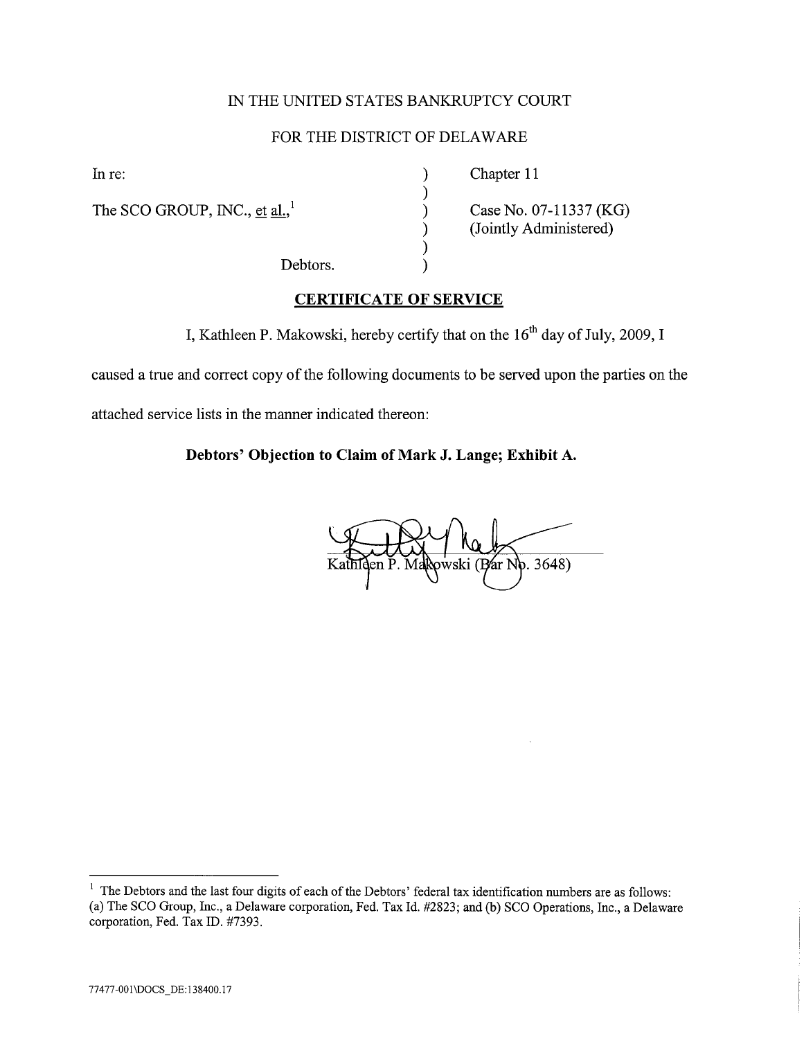IN THE UNITED STATES BANKRUPTCY COURT

FOR THE DISTRICT OF DELAWARE

| | | |
|---|---|---|
| In re: | ) | Chapter 11 |
| | ) | |
| The SCO GROUP, INC., et al.,[1] | ) | Case No. 07-11337 (KG) |
| | ) | (Jointly Administered) |
| | ) | |
| Debtors. | ) | |

**CERTIFICATE OF SERVICE**

I, Kathleen P. Makowski, hereby certify that on the 16th day of July, 2009, I caused a true and correct copy of the following documents to be served upon the parties on the attached service lists in the manner indicated thereon:

**Debtors' Objection to Claim of Mark J. Lange; Exhibit A.**

Kathleen P. Makowski (Bar No. 3648)

[1] The Debtors and the last four digits of each of the Debtors' federal tax identification numbers are as follows: (a) The SCO Group, Inc., a Delaware corporation, Fed. Tax Id. #2823; and (b) SCO Operations, Inc., a Delaware corporation, Fed. Tax ID. #7393.

77477-001\DOCS_DE:138400.17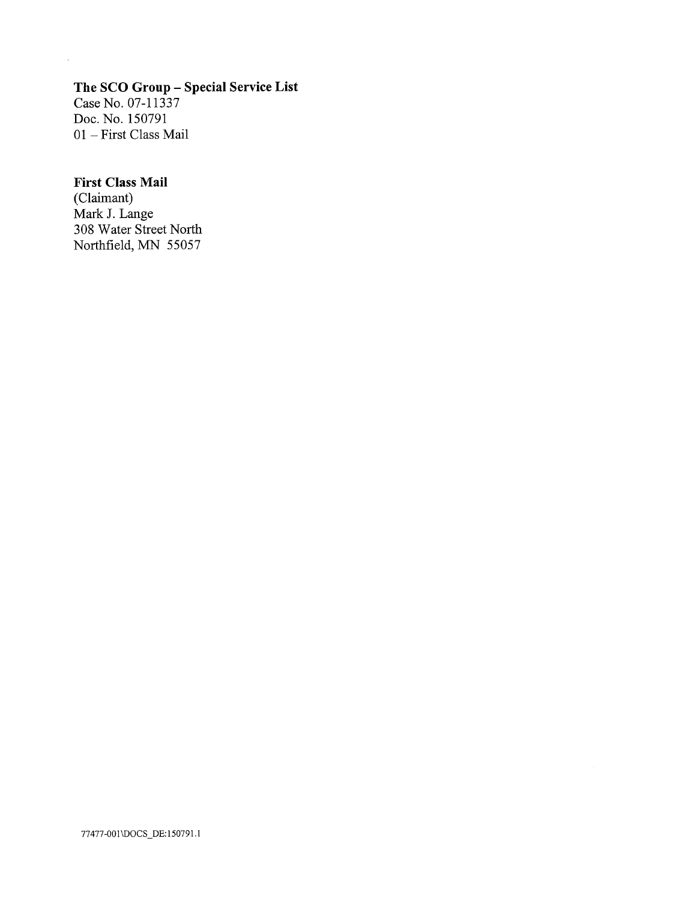**The SCO Group – Special Service List**
Case No. 07-11337
Doc. No. 150791
01 – First Class Mail

**First Class Mail**
(Claimant)
Mark J. Lange
308 Water Street North
Northfield, MN 55057

77477-001\DOCS_DE:150791.1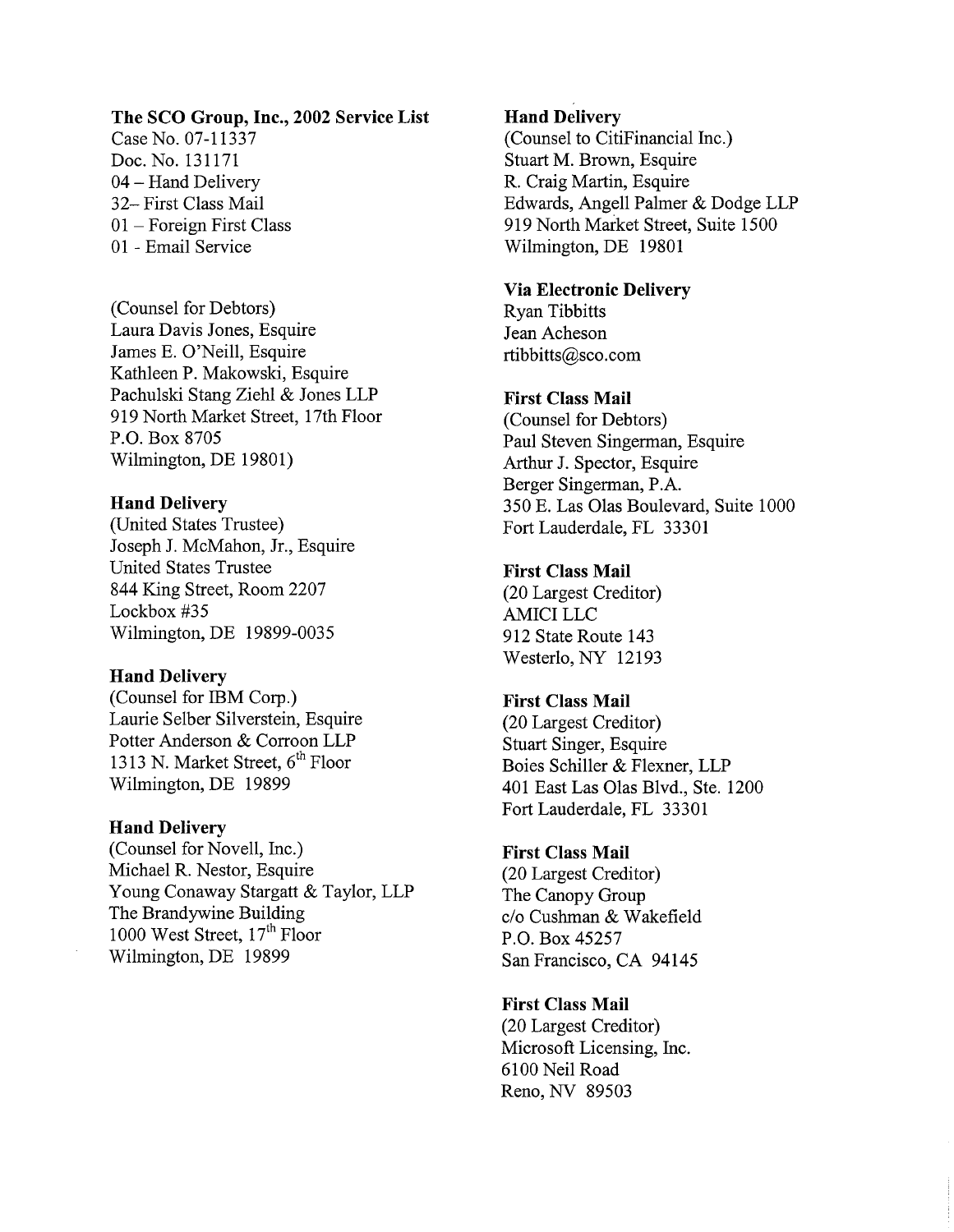**The SCO Group, Inc., 2002 Service List**
Case No. 07-11337
Doc. No. 131171
04 – Hand Delivery
32– First Class Mail
01 – Foreign First Class
01 - Email Service

(Counsel for Debtors)
Laura Davis Jones, Esquire
James E. O'Neill, Esquire
Kathleen P. Makowski, Esquire
Pachulski Stang Ziehl & Jones LLP
919 North Market Street, 17th Floor
P.O. Box 8705
Wilmington, DE 19801)

**Hand Delivery**
(United States Trustee)
Joseph J. McMahon, Jr., Esquire
United States Trustee
844 King Street, Room 2207
Lockbox #35
Wilmington, DE 19899-0035

**Hand Delivery**
(Counsel for IBM Corp.)
Laurie Selber Silverstein, Esquire
Potter Anderson & Corroon LLP
1313 N. Market Street, 6th Floor
Wilmington, DE 19899

**Hand Delivery**
(Counsel for Novell, Inc.)
Michael R. Nestor, Esquire
Young Conaway Stargatt & Taylor, LLP
The Brandywine Building
1000 West Street, 17th Floor
Wilmington, DE 19899

**Hand Delivery**
(Counsel to CitiFinancial Inc.)
Stuart M. Brown, Esquire
R. Craig Martin, Esquire
Edwards, Angell Palmer & Dodge LLP
919 North Market Street, Suite 1500
Wilmington, DE 19801

**Via Electronic Delivery**
Ryan Tibbitts
Jean Acheson
rtibbitts@sco.com

**First Class Mail**
(Counsel for Debtors)
Paul Steven Singerman, Esquire
Arthur J. Spector, Esquire
Berger Singerman, P.A.
350 E. Las Olas Boulevard, Suite 1000
Fort Lauderdale, FL 33301

**First Class Mail**
(20 Largest Creditor)
AMICI LLC
912 State Route 143
Westerlo, NY 12193

**First Class Mail**
(20 Largest Creditor)
Stuart Singer, Esquire
Boies Schiller & Flexner, LLP
401 East Las Olas Blvd., Ste. 1200
Fort Lauderdale, FL 33301

**First Class Mail**
(20 Largest Creditor)
The Canopy Group
c/o Cushman & Wakefield
P.O. Box 45257
San Francisco, CA 94145

**First Class Mail**
(20 Largest Creditor)
Microsoft Licensing, Inc.
6100 Neil Road
Reno, NV 89503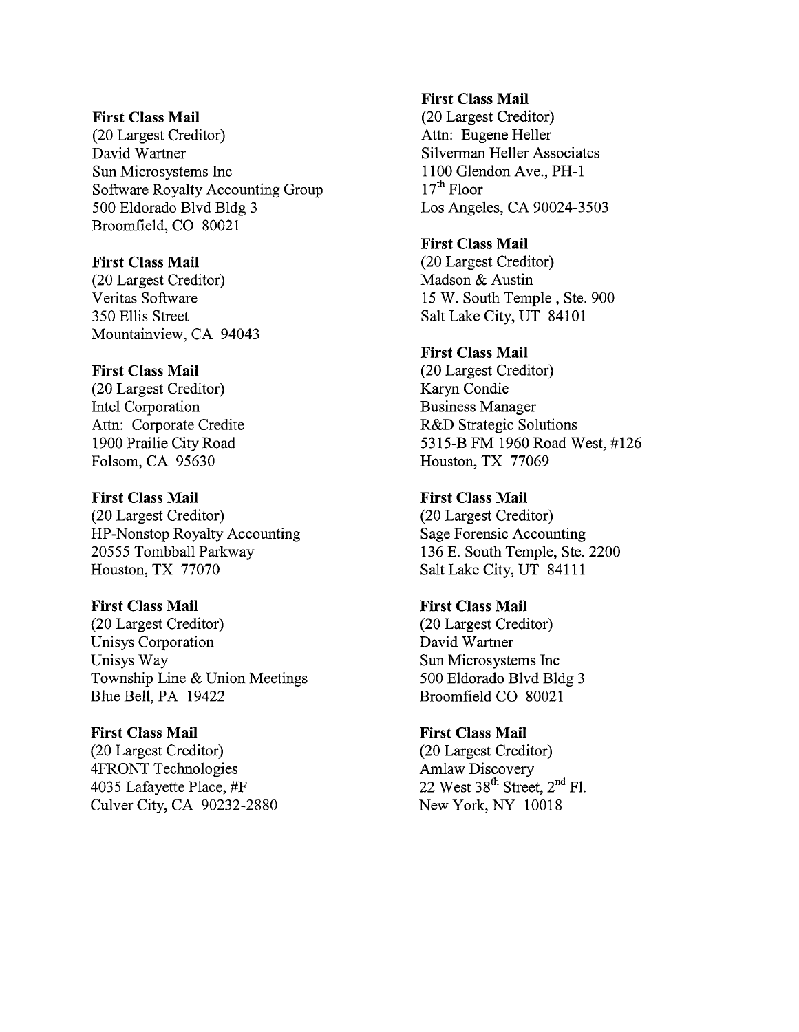**First Class Mail**
(20 Largest Creditor)
David Wartner
Sun Microsystems Inc
Software Royalty Accounting Group
500 Eldorado Blvd Bldg 3
Broomfield, CO 80021

**First Class Mail**
(20 Largest Creditor)
Veritas Software
350 Ellis Street
Mountainview, CA 94043

**First Class Mail**
(20 Largest Creditor)
Intel Corporation
Attn: Corporate Credite
1900 Prailie City Road
Folsom, CA 95630

**First Class Mail**
(20 Largest Creditor)
HP-Nonstop Royalty Accounting
20555 Tombball Parkway
Houston, TX 77070

**First Class Mail**
(20 Largest Creditor)
Unisys Corporation
Unisys Way
Township Line & Union Meetings
Blue Bell, PA 19422

**First Class Mail**
(20 Largest Creditor)
4FRONT Technologies
4035 Lafayette Place, #F
Culver City, CA 90232-2880

**First Class Mail**
(20 Largest Creditor)
Attn: Eugene Heller
Silverman Heller Associates
1100 Glendon Ave., PH-1
17th Floor
Los Angeles, CA 90024-3503

**First Class Mail**
(20 Largest Creditor)
Madson & Austin
15 W. South Temple , Ste. 900
Salt Lake City, UT 84101

**First Class Mail**
(20 Largest Creditor)
Karyn Condie
Business Manager
R&D Strategic Solutions
5315-B FM 1960 Road West, #126
Houston, TX 77069

**First Class Mail**
(20 Largest Creditor)
Sage Forensic Accounting
136 E. South Temple, Ste. 2200
Salt Lake City, UT 84111

**First Class Mail**
(20 Largest Creditor)
David Wartner
Sun Microsystems Inc
500 Eldorado Blvd Bldg 3
Broomfield CO 80021

**First Class Mail**
(20 Largest Creditor)
Amlaw Discovery
22 West 38th Street, 2nd Fl.
New York, NY 10018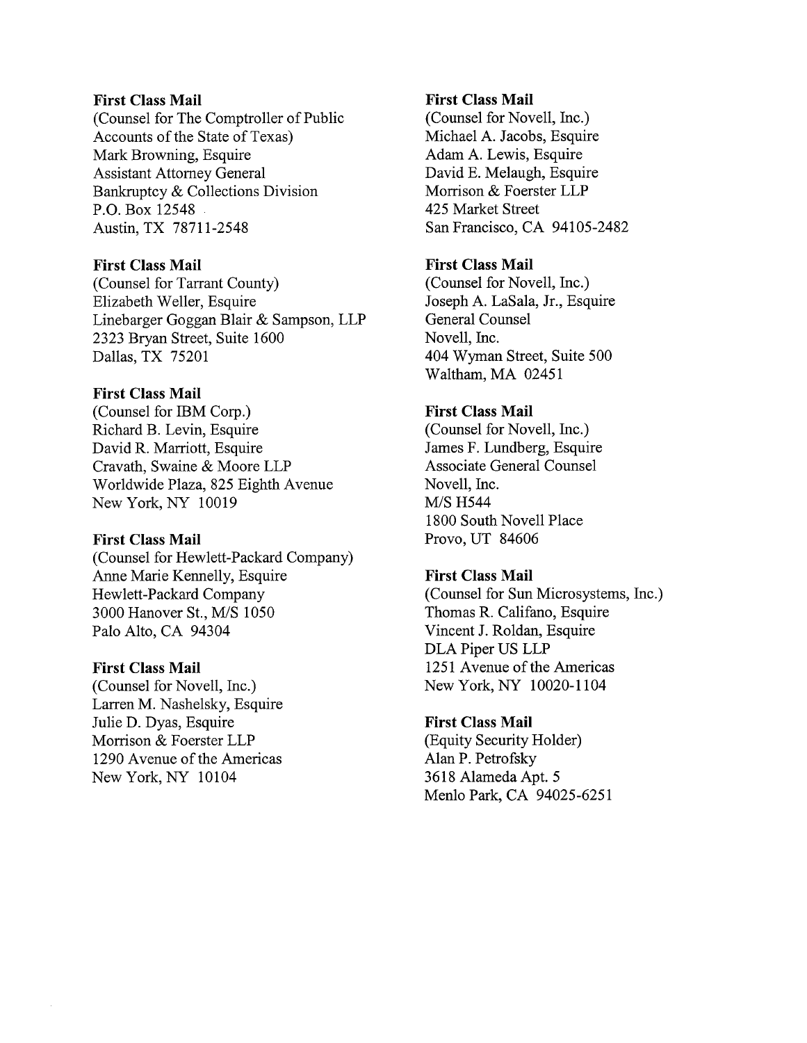**First Class Mail**
(Counsel for The Comptroller of Public Accounts of the State of Texas)
Mark Browning, Esquire
Assistant Attorney General
Bankruptcy & Collections Division
P.O. Box 12548
Austin, TX 78711-2548

**First Class Mail**
(Counsel for Tarrant County)
Elizabeth Weller, Esquire
Linebarger Goggan Blair & Sampson, LLP
2323 Bryan Street, Suite 1600
Dallas, TX 75201

**First Class Mail**
(Counsel for IBM Corp.)
Richard B. Levin, Esquire
David R. Marriott, Esquire
Cravath, Swaine & Moore LLP
Worldwide Plaza, 825 Eighth Avenue
New York, NY 10019

**First Class Mail**
(Counsel for Hewlett-Packard Company)
Anne Marie Kennelly, Esquire
Hewlett-Packard Company
3000 Hanover St., M/S 1050
Palo Alto, CA 94304

**First Class Mail**
(Counsel for Novell, Inc.)
Larren M. Nashelsky, Esquire
Julie D. Dyas, Esquire
Morrison & Foerster LLP
1290 Avenue of the Americas
New York, NY 10104

**First Class Mail**
(Counsel for Novell, Inc.)
Michael A. Jacobs, Esquire
Adam A. Lewis, Esquire
David E. Melaugh, Esquire
Morrison & Foerster LLP
425 Market Street
San Francisco, CA 94105-2482

**First Class Mail**
(Counsel for Novell, Inc.)
Joseph A. LaSala, Jr., Esquire
General Counsel
Novell, Inc.
404 Wyman Street, Suite 500
Waltham, MA 02451

**First Class Mail**
(Counsel for Novell, Inc.)
James F. Lundberg, Esquire
Associate General Counsel
Novell, Inc.
M/S H544
1800 South Novell Place
Provo, UT 84606

**First Class Mail**
(Counsel for Sun Microsystems, Inc.)
Thomas R. Califano, Esquire
Vincent J. Roldan, Esquire
DLA Piper US LLP
1251 Avenue of the Americas
New York, NY 10020-1104

**First Class Mail**
(Equity Security Holder)
Alan P. Petrofsky
3618 Alameda Apt. 5
Menlo Park, CA 94025-6251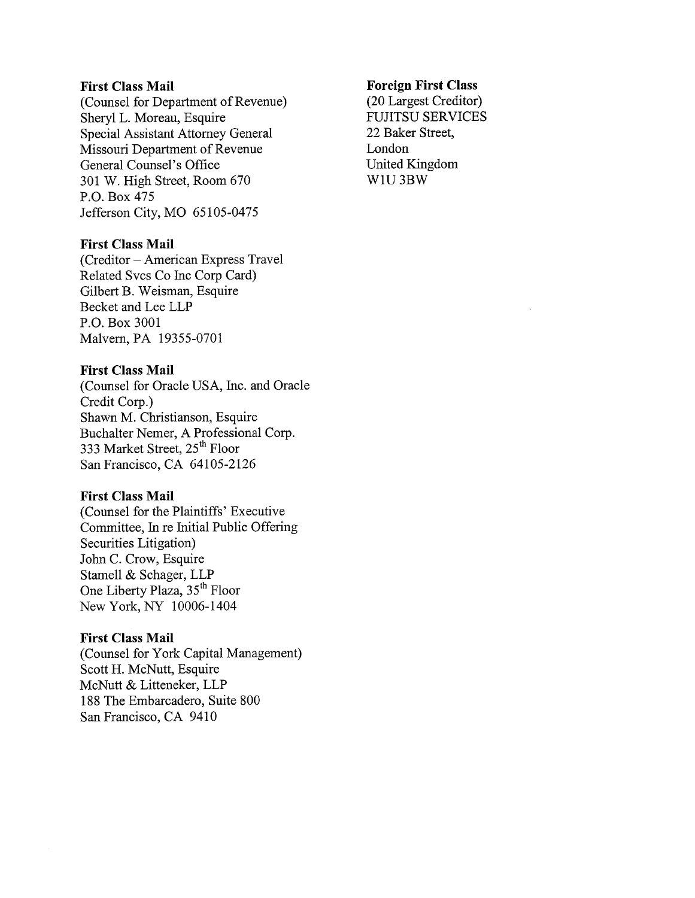**First Class Mail**
(Counsel for Department of Revenue)
Sheryl L. Moreau, Esquire
Special Assistant Attorney General
Missouri Department of Revenue
General Counsel's Office
301 W. High Street, Room 670
P.O. Box 475
Jefferson City, MO 65105-0475

**First Class Mail**
(Creditor – American Express Travel Related Svcs Co Inc Corp Card)
Gilbert B. Weisman, Esquire
Becket and Lee LLP
P.O. Box 3001
Malvern, PA 19355-0701

**First Class Mail**
(Counsel for Oracle USA, Inc. and Oracle Credit Corp.)
Shawn M. Christianson, Esquire
Buchalter Nemer, A Professional Corp.
333 Market Street, 25th Floor
San Francisco, CA 64105-2126

**First Class Mail**
(Counsel for the Plaintiffs' Executive Committee, In re Initial Public Offering Securities Litigation)
John C. Crow, Esquire
Stamell & Schager, LLP
One Liberty Plaza, 35th Floor
New York, NY 10006-1404

**First Class Mail**
(Counsel for York Capital Management)
Scott H. McNutt, Esquire
McNutt & Litteneker, LLP
188 The Embarcadero, Suite 800
San Francisco, CA 9410

**Foreign First Class**
(20 Largest Creditor)
FUJITSU SERVICES
22 Baker Street,
London
United Kingdom
W1U 3BW